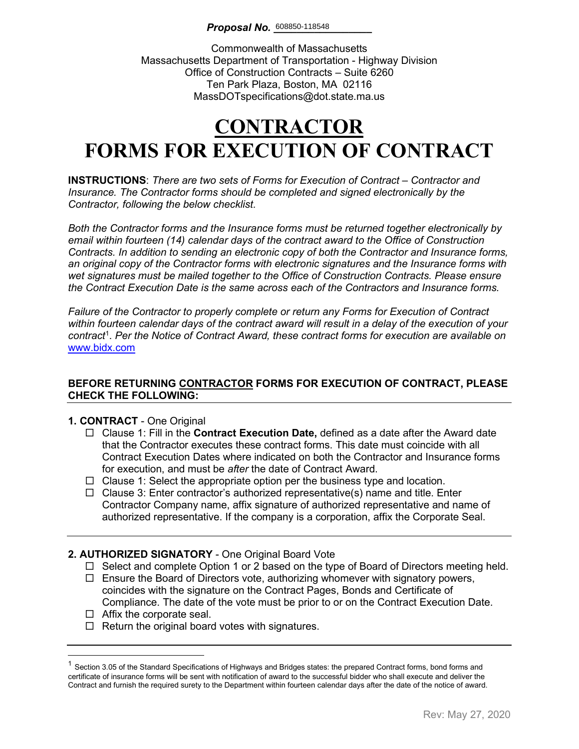***Proposal No.*** 608850-118548

Commonwealth of Massachusetts
Massachusetts Department of Transportation - Highway Division
Office of Construction Contracts – Suite 6260
Ten Park Plaza, Boston, MA 02116
MassDOTspecifications@dot.state.ma.us

# CONTRACTOR
# FORMS FOR EXECUTION OF CONTRACT

**INSTRUCTIONS**: *There are two sets of Forms for Execution of Contract – Contractor and Insurance. The Contractor forms should be completed and signed electronically by the Contractor, following the below checklist.*

*Both the Contractor forms and the Insurance forms must be returned together electronically by email within fourteen (14) calendar days of the contract award to the Office of Construction Contracts. In addition to sending an electronic copy of both the Contractor and Insurance forms, an original copy of the Contractor forms with electronic signatures and the Insurance forms with wet signatures must be mailed together to the Office of Construction Contracts. Please ensure the Contract Execution Date is the same across each of the Contractors and Insurance forms.*

*Failure of the Contractor to properly complete or return any Forms for Execution of Contract within fourteen calendar days of the contract award will result in a delay of the execution of your contract*[1]*. Per the Notice of Contract Award, these contract forms for execution are available on* www.bidx.com

**BEFORE RETURNING CONTRACTOR FORMS FOR EXECUTION OF CONTRACT, PLEASE CHECK THE FOLLOWING:**

**1. CONTRACT** - One Original

- ☐ Clause 1: Fill in the **Contract Execution Date,** defined as a date after the Award date that the Contractor executes these contract forms. This date must coincide with all Contract Execution Dates where indicated on both the Contractor and Insurance forms for execution, and must be *after* the date of Contract Award.
- ☐ Clause 1: Select the appropriate option per the business type and location.
- ☐ Clause 3: Enter contractor's authorized representative(s) name and title. Enter Contractor Company name, affix signature of authorized representative and name of authorized representative. If the company is a corporation, affix the Corporate Seal.

**2. AUTHORIZED SIGNATORY** - One Original Board Vote

- ☐ Select and complete Option 1 or 2 based on the type of Board of Directors meeting held.
- ☐ Ensure the Board of Directors vote, authorizing whomever with signatory powers, coincides with the signature on the Contract Pages, Bonds and Certificate of Compliance. The date of the vote must be prior to or on the Contract Execution Date.
- ☐ Affix the corporate seal.
- ☐ Return the original board votes with signatures.

---

[1] Section 3.05 of the Standard Specifications of Highways and Bridges states: the prepared Contract forms, bond forms and certificate of insurance forms will be sent with notification of award to the successful bidder who shall execute and deliver the Contract and furnish the required surety to the Department within fourteen calendar days after the date of the notice of award.

Rev: May 27, 2020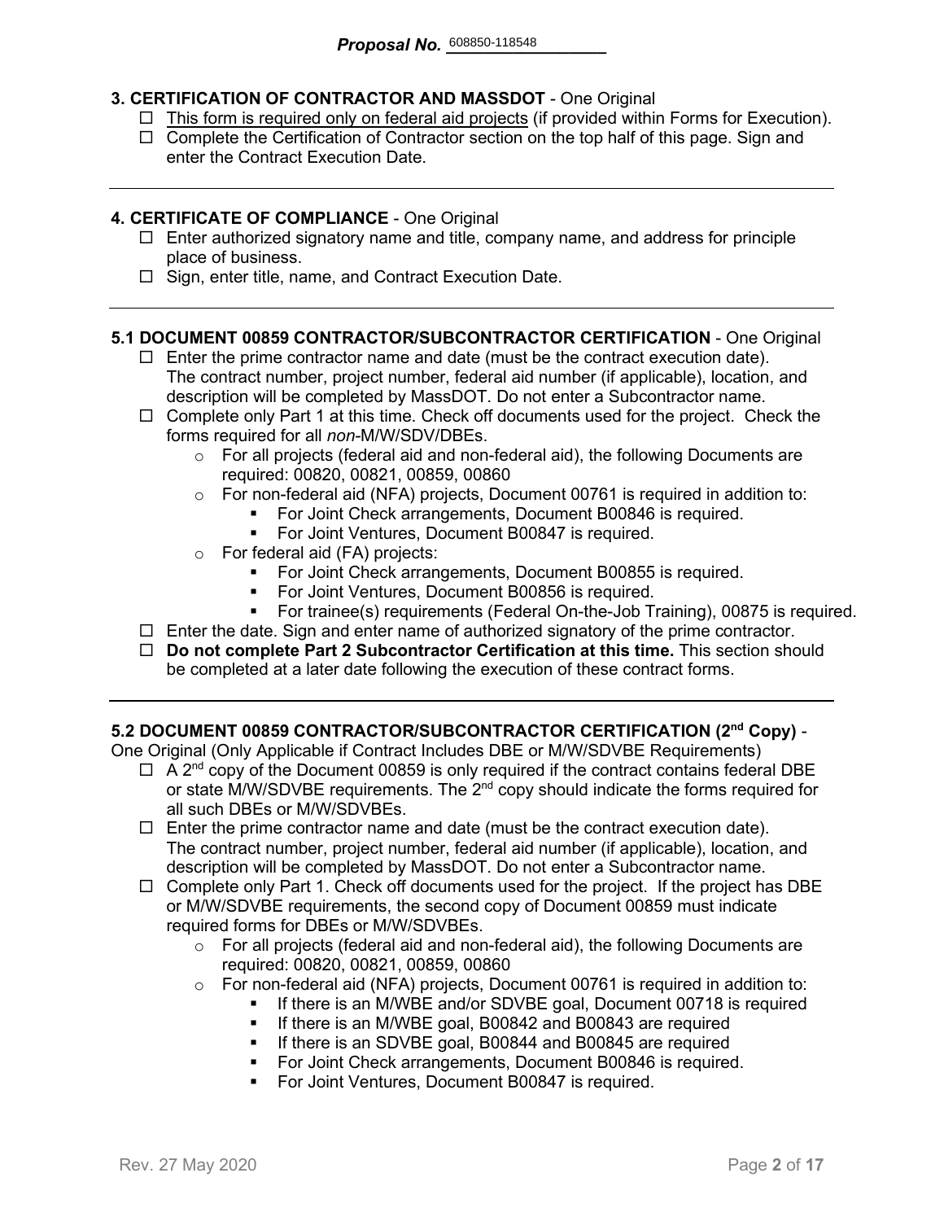**3. CERTIFICATION OF CONTRACTOR AND MASSDOT** - One Original

- ☐ This form is required only on federal aid projects (if provided within Forms for Execution).
- ☐ Complete the Certification of Contractor section on the top half of this page. Sign and enter the Contract Execution Date.

---

**4. CERTIFICATE OF COMPLIANCE** - One Original

- ☐ Enter authorized signatory name and title, company name, and address for principle place of business.
- ☐ Sign, enter title, name, and Contract Execution Date.

---

**5.1 DOCUMENT 00859 CONTRACTOR/SUBCONTRACTOR CERTIFICATION** - One Original

- ☐ Enter the prime contractor name and date (must be the contract execution date). The contract number, project number, federal aid number (if applicable), location, and description will be completed by MassDOT. Do not enter a Subcontractor name.
- ☐ Complete only Part 1 at this time. Check off documents used for the project. Check the forms required for all *non*-M/W/SDV/DBEs.
  - For all projects (federal aid and non-federal aid), the following Documents are required: 00820, 00821, 00859, 00860
  - For non-federal aid (NFA) projects, Document 00761 is required in addition to:
    - For Joint Check arrangements, Document B00846 is required.
    - For Joint Ventures, Document B00847 is required.
  - For federal aid (FA) projects:
    - For Joint Check arrangements, Document B00855 is required.
    - For Joint Ventures, Document B00856 is required.
    - For trainee(s) requirements (Federal On-the-Job Training), 00875 is required.
- ☐ Enter the date. Sign and enter name of authorized signatory of the prime contractor.
- ☐ **Do not complete Part 2 Subcontractor Certification at this time.** This section should be completed at a later date following the execution of these contract forms.

---

**5.2 DOCUMENT 00859 CONTRACTOR/SUBCONTRACTOR CERTIFICATION (2nd Copy)** - One Original (Only Applicable if Contract Includes DBE or M/W/SDVBE Requirements)

- ☐ A 2nd copy of the Document 00859 is only required if the contract contains federal DBE or state M/W/SDVBE requirements. The 2nd copy should indicate the forms required for all such DBEs or M/W/SDVBEs.
- ☐ Enter the prime contractor name and date (must be the contract execution date). The contract number, project number, federal aid number (if applicable), location, and description will be completed by MassDOT. Do not enter a Subcontractor name.
- ☐ Complete only Part 1. Check off documents used for the project. If the project has DBE or M/W/SDVBE requirements, the second copy of Document 00859 must indicate required forms for DBEs or M/W/SDVBEs.
  - For all projects (federal aid and non-federal aid), the following Documents are required: 00820, 00821, 00859, 00860
  - For non-federal aid (NFA) projects, Document 00761 is required in addition to:
    - If there is an M/WBE and/or SDVBE goal, Document 00718 is required
    - If there is an M/WBE goal, B00842 and B00843 are required
    - If there is an SDVBE goal, B00844 and B00845 are required
    - For Joint Check arrangements, Document B00846 is required.
    - For Joint Ventures, Document B00847 is required.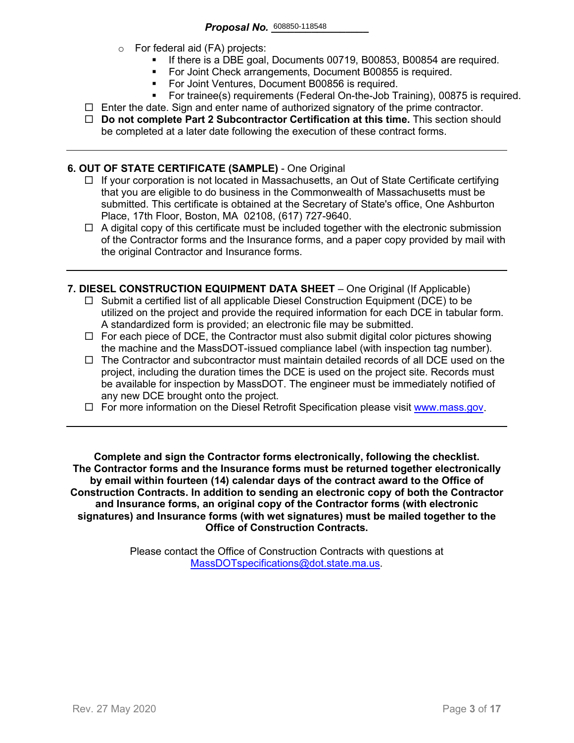**Proposal No.** 608850-118548

- For federal aid (FA) projects:
  - If there is a DBE goal, Documents 00719, B00853, B00854 are required.
  - For Joint Check arrangements, Document B00855 is required.
  - For Joint Ventures, Document B00856 is required.
  - For trainee(s) requirements (Federal On-the-Job Training), 00875 is required.

☐ Enter the date. Sign and enter name of authorized signatory of the prime contractor.

☐ **Do not complete Part 2 Subcontractor Certification at this time.** This section should be completed at a later date following the execution of these contract forms.

---

**6. OUT OF STATE CERTIFICATE (SAMPLE)** - One Original

☐ If your corporation is not located in Massachusetts, an Out of State Certificate certifying that you are eligible to do business in the Commonwealth of Massachusetts must be submitted. This certificate is obtained at the Secretary of State's office, One Ashburton Place, 17th Floor, Boston, MA 02108, (617) 727-9640.

☐ A digital copy of this certificate must be included together with the electronic submission of the Contractor forms and the Insurance forms, and a paper copy provided by mail with the original Contractor and Insurance forms.

---

**7. DIESEL CONSTRUCTION EQUIPMENT DATA SHEET** – One Original (If Applicable)

☐ Submit a certified list of all applicable Diesel Construction Equipment (DCE) to be utilized on the project and provide the required information for each DCE in tabular form. A standardized form is provided; an electronic file may be submitted.

☐ For each piece of DCE, the Contractor must also submit digital color pictures showing the machine and the MassDOT-issued compliance label (with inspection tag number).

☐ The Contractor and subcontractor must maintain detailed records of all DCE used on the project, including the duration times the DCE is used on the project site. Records must be available for inspection by MassDOT. The engineer must be immediately notified of any new DCE brought onto the project.

☐ For more information on the Diesel Retrofit Specification please visit www.mass.gov.

---

**Complete and sign the Contractor forms electronically, following the checklist. The Contractor forms and the Insurance forms must be returned together electronically by email within fourteen (14) calendar days of the contract award to the Office of Construction Contracts. In addition to sending an electronic copy of both the Contractor and Insurance forms, an original copy of the Contractor forms (with electronic signatures) and Insurance forms (with wet signatures) must be mailed together to the Office of Construction Contracts.**

Please contact the Office of Construction Contracts with questions at MassDOTspecifications@dot.state.ma.us.

Rev. 27 May 2020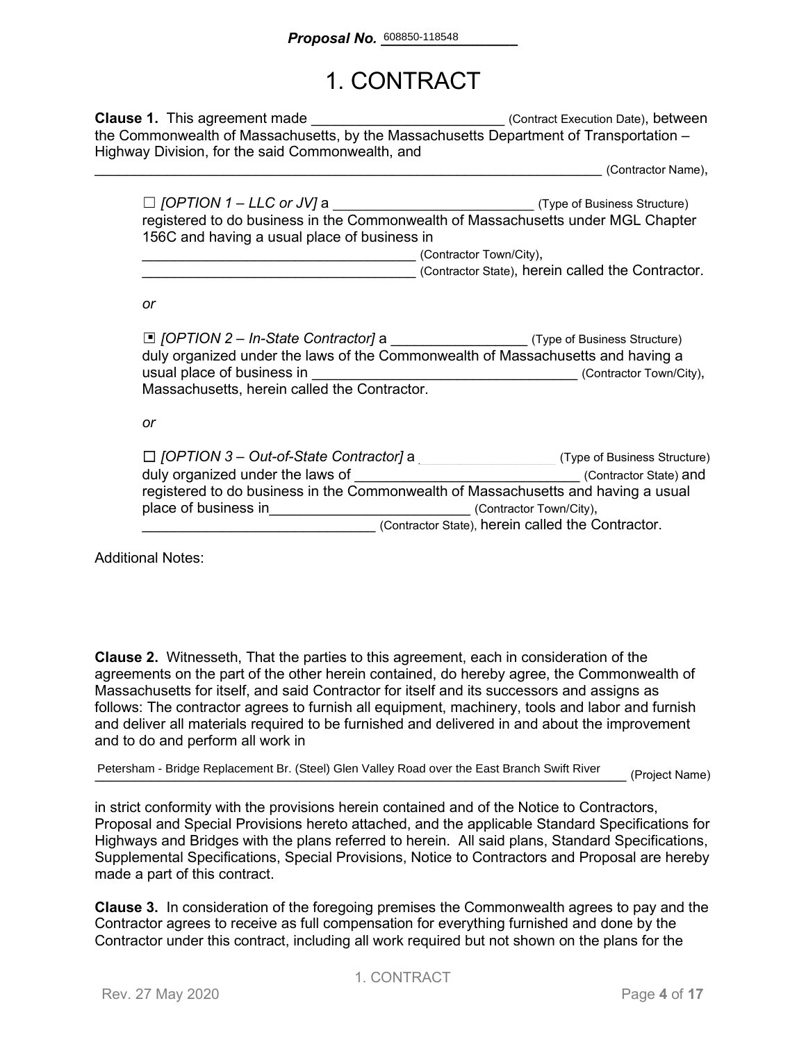**Proposal No.** 608850-118548

# 1. CONTRACT

**Clause 1.** This agreement made ________________________ (Contract Execution Date), between the Commonwealth of Massachusetts, by the Massachusetts Department of Transportation – Highway Division, for the said Commonwealth, and

____________________________________________________________________ (Contractor Name),

> ☐ *[OPTION 1 – LLC or JV]* a __________________________ (Type of Business Structure) registered to do business in the Commonwealth of Massachusetts under MGL Chapter 156C and having a usual place of business in
> ___________________________________ (Contractor Town/City),
> ___________________________________ (Contractor State), herein called the Contractor.
>
> *or*
>
> ▣ *[OPTION 2 – In-State Contractor]* a _________________ (Type of Business Structure) duly organized under the laws of the Commonwealth of Massachusetts and having a usual place of business in _________________________________ (Contractor Town/City), Massachusetts, herein called the Contractor.
>
> *or*
>
> ☐ *[OPTION 3 – Out-of-State Contractor]* a __________________ (Type of Business Structure) duly organized under the laws of _____________________________ (Contractor State) and registered to do business in the Commonwealth of Massachusetts and having a usual place of business in_________________________ (Contractor Town/City),
> _____________________________ (Contractor State), herein called the Contractor.

Additional Notes:

**Clause 2.** Witnesseth, That the parties to this agreement, each in consideration of the agreements on the part of the other herein contained, do hereby agree, the Commonwealth of Massachusetts for itself, and said Contractor for itself and its successors and assigns as follows: The contractor agrees to furnish all equipment, machinery, tools and labor and furnish and deliver all materials required to be furnished and delivered in and about the improvement and to do and perform all work in

Petersham - Bridge Replacement Br. (Steel) Glen Valley Road over the East Branch Swift River (Project Name)

in strict conformity with the provisions herein contained and of the Notice to Contractors, Proposal and Special Provisions hereto attached, and the applicable Standard Specifications for Highways and Bridges with the plans referred to herein. All said plans, Standard Specifications, Supplemental Specifications, Special Provisions, Notice to Contractors and Proposal are hereby made a part of this contract.

**Clause 3.** In consideration of the foregoing premises the Commonwealth agrees to pay and the Contractor agrees to receive as full compensation for everything furnished and done by the Contractor under this contract, including all work required but not shown on the plans for the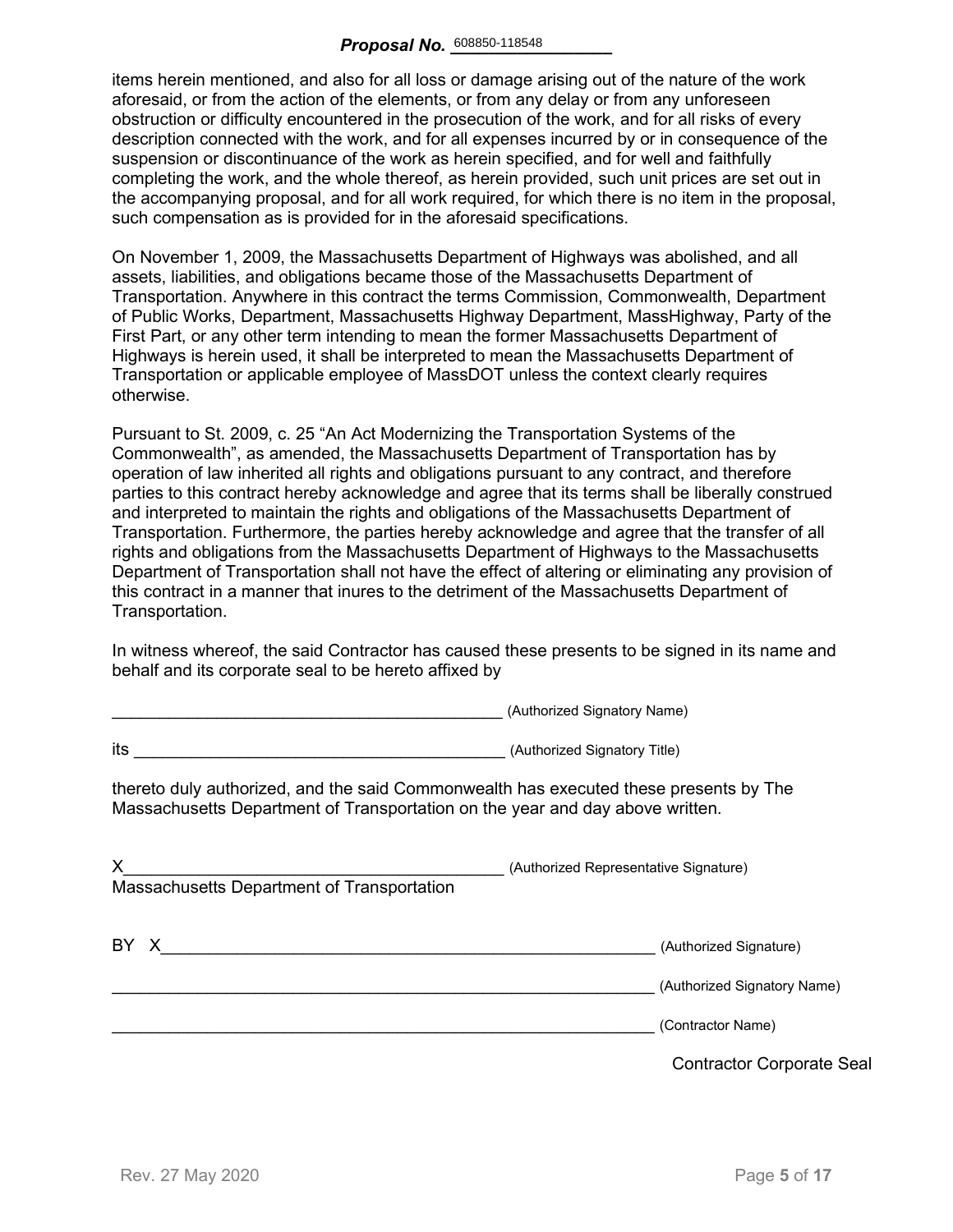items herein mentioned, and also for all loss or damage arising out of the nature of the work aforesaid, or from the action of the elements, or from any delay or from any unforeseen obstruction or difficulty encountered in the prosecution of the work, and for all risks of every description connected with the work, and for all expenses incurred by or in consequence of the suspension or discontinuance of the work as herein specified, and for well and faithfully completing the work, and the whole thereof, as herein provided, such unit prices are set out in the accompanying proposal, and for all work required, for which there is no item in the proposal, such compensation as is provided for in the aforesaid specifications.

On November 1, 2009, the Massachusetts Department of Highways was abolished, and all assets, liabilities, and obligations became those of the Massachusetts Department of Transportation. Anywhere in this contract the terms Commission, Commonwealth, Department of Public Works, Department, Massachusetts Highway Department, MassHighway, Party of the First Part, or any other term intending to mean the former Massachusetts Department of Highways is herein used, it shall be interpreted to mean the Massachusetts Department of Transportation or applicable employee of MassDOT unless the context clearly requires otherwise.

Pursuant to St. 2009, c. 25 “An Act Modernizing the Transportation Systems of the Commonwealth”, as amended, the Massachusetts Department of Transportation has by operation of law inherited all rights and obligations pursuant to any contract, and therefore parties to this contract hereby acknowledge and agree that its terms shall be liberally construed and interpreted to maintain the rights and obligations of the Massachusetts Department of Transportation. Furthermore, the parties hereby acknowledge and agree that the transfer of all rights and obligations from the Massachusetts Department of Highways to the Massachusetts Department of Transportation shall not have the effect of altering or eliminating any provision of this contract in a manner that inures to the detriment of the Massachusetts Department of Transportation.

In witness whereof, the said Contractor has caused these presents to be signed in its name and behalf and its corporate seal to be hereto affixed by

\_\_\_\_\_\_\_\_\_\_\_\_\_\_\_\_\_\_\_\_\_\_\_\_\_\_\_\_\_\_\_\_\_\_\_\_\_\_\_\_\_\_ (Authorized Signatory Name)

its \_\_\_\_\_\_\_\_\_\_\_\_\_\_\_\_\_\_\_\_\_\_\_\_\_\_\_\_\_\_\_\_\_\_\_\_\_\_\_\_ (Authorized Signatory Title)

thereto duly authorized, and the said Commonwealth has executed these presents by The Massachusetts Department of Transportation on the year and day above written.

X\_\_\_\_\_\_\_\_\_\_\_\_\_\_\_\_\_\_\_\_\_\_\_\_\_\_\_\_\_\_\_\_\_\_\_\_\_\_\_\_\_ (Authorized Representative Signature)
Massachusetts Department of Transportation

BY X\_\_\_\_\_\_\_\_\_\_\_\_\_\_\_\_\_\_\_\_\_\_\_\_\_\_\_\_\_\_\_\_\_\_\_\_\_\_\_\_\_\_\_\_\_\_\_\_\_\_\_\_\_ (Authorized Signature)

\_\_\_\_\_\_\_\_\_\_\_\_\_\_\_\_\_\_\_\_\_\_\_\_\_\_\_\_\_\_\_\_\_\_\_\_\_\_\_\_\_\_\_\_\_\_\_\_\_\_\_\_\_\_\_\_\_\_ (Authorized Signatory Name)

\_\_\_\_\_\_\_\_\_\_\_\_\_\_\_\_\_\_\_\_\_\_\_\_\_\_\_\_\_\_\_\_\_\_\_\_\_\_\_\_\_\_\_\_\_\_\_\_\_\_\_\_\_\_\_\_\_\_ (Contractor Name)

Contractor Corporate Seal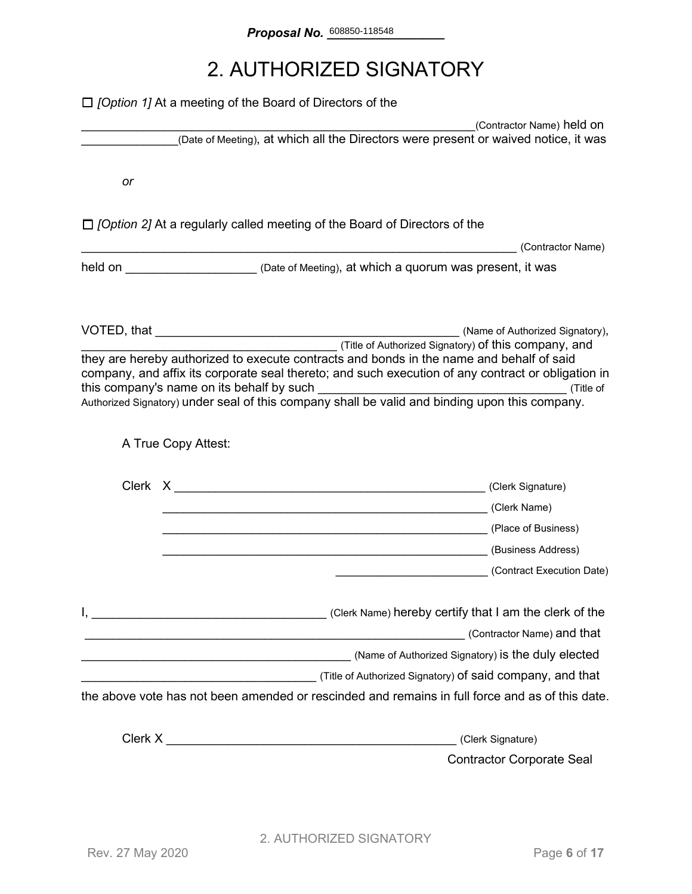**Proposal No.** 608850-118548

# 2. AUTHORIZED SIGNATORY

☐ *[Option 1]* At a meeting of the Board of Directors of the

_____________________________________________________________(Contractor Name) held on _______________(Date of Meeting), at which all the Directors were present or waived notice, it was

*or*

☐ *[Option 2]* At a regularly called meeting of the Board of Directors of the

______________________________________________________________ (Contractor Name) held on ___________________ (Date of Meeting), at which a quorum was present, it was

VOTED, that _____________________________________________ (Name of Authorized Signatory), ______________________________________ (Title of Authorized Signatory) of this company, and they are hereby authorized to execute contracts and bonds in the name and behalf of said company, and affix its corporate seal thereto; and such execution of any contract or obligation in this company's name on its behalf by such ____________________________________ (Title of Authorized Signatory) under seal of this company shall be valid and binding upon this company.

A True Copy Attest:

Clerk X _______________________________________________ (Clerk Signature)

_________________________________________________ (Clerk Name)

_________________________________________________ (Place of Business)

_________________________________________________ (Business Address)

_______________________ (Contract Execution Date)

I, __________________________________ (Clerk Name) hereby certify that I am the clerk of the ________________________________________________________ (Contractor Name) and that ________________________________________ (Name of Authorized Signatory) is the duly elected __________________________________ (Title of Authorized Signatory) of said company, and that the above vote has not been amended or rescinded and remains in full force and as of this date.

Clerk X ___________________________________________ (Clerk Signature)

Contractor Corporate Seal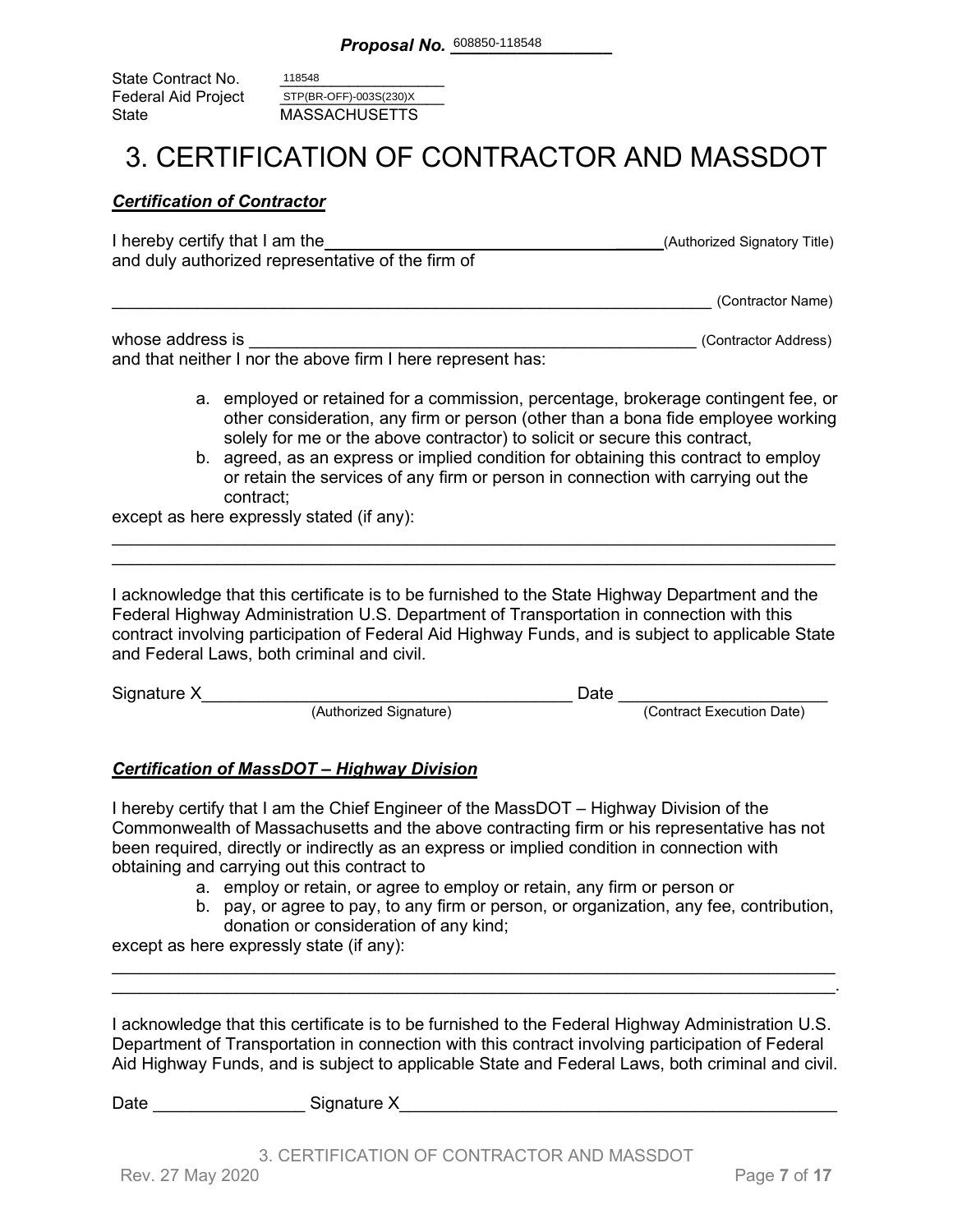**Proposal No.** 608850-118548

State Contract No. 118548
Federal Aid Project STP(BR-OFF)-003S(230)X
State MASSACHUSETTS

# 3. CERTIFICATION OF CONTRACTOR AND MASSDOT

***Certification of Contractor***

I hereby certify that I am the_________________________________________(Authorized Signatory Title)
and duly authorized representative of the firm of

______________________________________________________________ (Contractor Name)

whose address is ______________________________________________ (Contractor Address)
and that neither I nor the above firm I here represent has:

a. employed or retained for a commission, percentage, brokerage contingent fee, or other consideration, any firm or person (other than a bona fide employee working solely for me or the above contractor) to solicit or secure this contract,
b. agreed, as an express or implied condition for obtaining this contract to employ or retain the services of any firm or person in connection with carrying out the contract;

except as here expressly stated (if any):

___________________________________________________________________________
___________________________________________________________________________

I acknowledge that this certificate is to be furnished to the State Highway Department and the Federal Highway Administration U.S. Department of Transportation in connection with this contract involving participation of Federal Aid Highway Funds, and is subject to applicable State and Federal Laws, both criminal and civil.

Signature X_______________________________________ Date ______________________
(Authorized Signature) (Contract Execution Date)

***Certification of MassDOT – Highway Division***

I hereby certify that I am the Chief Engineer of the MassDOT – Highway Division of the Commonwealth of Massachusetts and the above contracting firm or his representative has not been required, directly or indirectly as an express or implied condition in connection with obtaining and carrying out this contract to

a. employ or retain, or agree to employ or retain, any firm or person or
b. pay, or agree to pay, to any firm or person, or organization, any fee, contribution, donation or consideration of any kind;

except as here expressly state (if any):

___________________________________________________________________________
___________________________________________________________________________.

I acknowledge that this certificate is to be furnished to the Federal Highway Administration U.S. Department of Transportation in connection with this contract involving participation of Federal Aid Highway Funds, and is subject to applicable State and Federal Laws, both criminal and civil.

Date ________________ Signature X_______________________________________________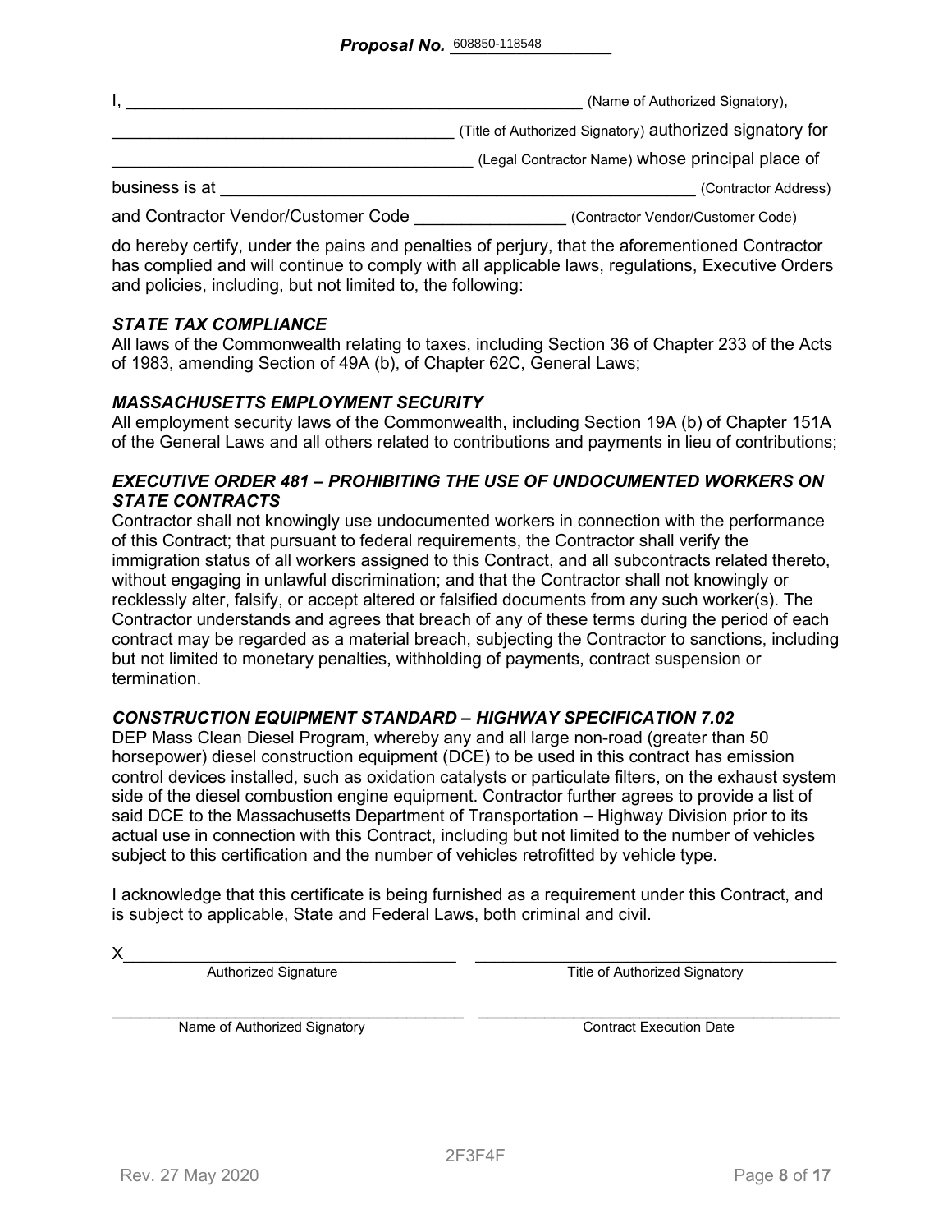**Proposal No.** 608850-118548

I, ______________________________________________ (Name of Authorized Signatory),

________________________________ (Title of Authorized Signatory) authorized signatory for

________________________________ (Legal Contractor Name) whose principal place of

business is at ______________________________________________ (Contractor Address)

and Contractor Vendor/Customer Code _______________ (Contractor Vendor/Customer Code)

do hereby certify, under the pains and penalties of perjury, that the aforementioned Contractor has complied and will continue to comply with all applicable laws, regulations, Executive Orders and policies, including, but not limited to, the following:

***STATE TAX COMPLIANCE***

All laws of the Commonwealth relating to taxes, including Section 36 of Chapter 233 of the Acts of 1983, amending Section of 49A (b), of Chapter 62C, General Laws;

***MASSACHUSETTS EMPLOYMENT SECURITY***

All employment security laws of the Commonwealth, including Section 19A (b) of Chapter 151A of the General Laws and all others related to contributions and payments in lieu of contributions;

***EXECUTIVE ORDER 481 – PROHIBITING THE USE OF UNDOCUMENTED WORKERS ON STATE CONTRACTS***

Contractor shall not knowingly use undocumented workers in connection with the performance of this Contract; that pursuant to federal requirements, the Contractor shall verify the immigration status of all workers assigned to this Contract, and all subcontracts related thereto, without engaging in unlawful discrimination; and that the Contractor shall not knowingly or recklessly alter, falsify, or accept altered or falsified documents from any such worker(s). The Contractor understands and agrees that breach of any of these terms during the period of each contract may be regarded as a material breach, subjecting the Contractor to sanctions, including but not limited to monetary penalties, withholding of payments, contract suspension or termination.

***CONSTRUCTION EQUIPMENT STANDARD – HIGHWAY SPECIFICATION 7.02***

DEP Mass Clean Diesel Program, whereby any and all large non-road (greater than 50 horsepower) diesel construction equipment (DCE) to be used in this contract has emission control devices installed, such as oxidation catalysts or particulate filters, on the exhaust system side of the diesel combustion engine equipment. Contractor further agrees to provide a list of said DCE to the Massachusetts Department of Transportation – Highway Division prior to its actual use in connection with this Contract, including but not limited to the number of vehicles subject to this certification and the number of vehicles retrofitted by vehicle type.

I acknowledge that this certificate is being furnished as a requirement under this Contract, and is subject to applicable, State and Federal Laws, both criminal and civil.

X________________________________ ________________________________
Authorized Signature Title of Authorized Signatory

________________________________ ________________________________
Name of Authorized Signatory Contract Execution Date

2F3F4F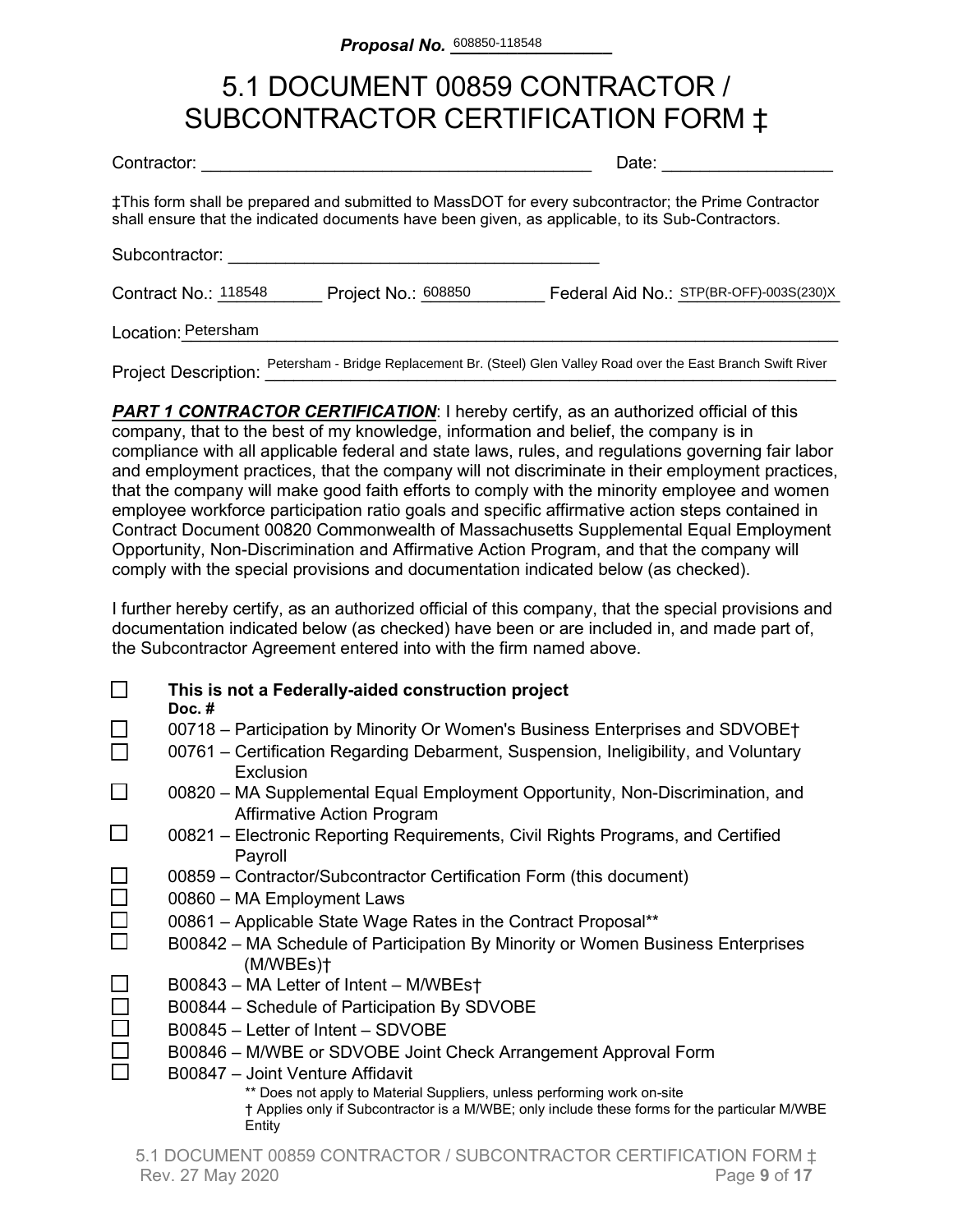**Proposal No.** 608850-118548

# 5.1 DOCUMENT 00859 CONTRACTOR / SUBCONTRACTOR CERTIFICATION FORM ‡

Contractor: ________________________________________ Date: _________________

‡This form shall be prepared and submitted to MassDOT for every subcontractor; the Prime Contractor shall ensure that the indicated documents have been given, as applicable, to its Sub-Contractors.

Subcontractor: ________________________________________

Contract No.: 118548 Project No.: 608850 Federal Aid No.: STP(BR-OFF)-003S(230)X

Location: Petersham

Project Description: Petersham - Bridge Replacement Br. (Steel) Glen Valley Road over the East Branch Swift River

***PART 1 CONTRACTOR CERTIFICATION***: I hereby certify, as an authorized official of this company, that to the best of my knowledge, information and belief, the company is in compliance with all applicable federal and state laws, rules, and regulations governing fair labor and employment practices, that the company will not discriminate in their employment practices, that the company will make good faith efforts to comply with the minority employee and women employee workforce participation ratio goals and specific affirmative action steps contained in Contract Document 00820 Commonwealth of Massachusetts Supplemental Equal Employment Opportunity, Non-Discrimination and Affirmative Action Program, and that the company will comply with the special provisions and documentation indicated below (as checked).

I further hereby certify, as an authorized official of this company, that the special provisions and documentation indicated below (as checked) have been or are included in, and made part of, the Subcontractor Agreement entered into with the firm named above.

- ☐ **This is not a Federally-aided construction project**

**Doc. #**

- ☐ 00718 – Participation by Minority Or Women's Business Enterprises and SDVOBE†
- ☐ 00761 – Certification Regarding Debarment, Suspension, Ineligibility, and Voluntary Exclusion
- ☐ 00820 – MA Supplemental Equal Employment Opportunity, Non-Discrimination, and Affirmative Action Program
- ☐ 00821 – Electronic Reporting Requirements, Civil Rights Programs, and Certified Payroll
- ☐ 00859 – Contractor/Subcontractor Certification Form (this document)
- ☐ 00860 – MA Employment Laws
- ☐ 00861 – Applicable State Wage Rates in the Contract Proposal**
- ☐ B00842 – MA Schedule of Participation By Minority or Women Business Enterprises (M/WBEs)†
- ☐ B00843 – MA Letter of Intent – M/WBEs†
- ☐ B00844 – Schedule of Participation By SDVOBE
- ☐ B00845 – Letter of Intent – SDVOBE
- ☐ B00846 – M/WBE or SDVOBE Joint Check Arrangement Approval Form
- ☐ B00847 – Joint Venture Affidavit

** Does not apply to Material Suppliers, unless performing work on-site

† Applies only if Subcontractor is a M/WBE; only include these forms for the particular M/WBE Entity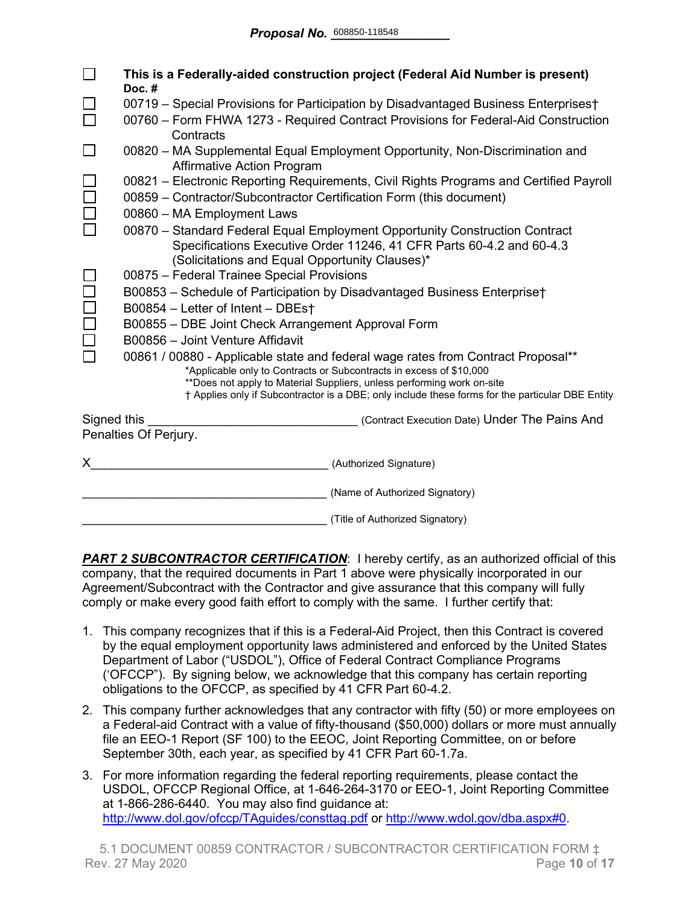**Proposal No.** 608850-118548

- ☐ **This is a Federally-aided construction project (Federal Aid Number is present)**

**Doc. #**

- ☐ 00719 – Special Provisions for Participation by Disadvantaged Business Enterprises†
- ☐ 00760 – Form FHWA 1273 - Required Contract Provisions for Federal-Aid Construction Contracts
- ☐ 00820 – MA Supplemental Equal Employment Opportunity, Non-Discrimination and Affirmative Action Program
- ☐ 00821 – Electronic Reporting Requirements, Civil Rights Programs and Certified Payroll
- ☐ 00859 – Contractor/Subcontractor Certification Form (this document)
- ☐ 00860 – MA Employment Laws
- ☐ 00870 – Standard Federal Equal Employment Opportunity Construction Contract Specifications Executive Order 11246, 41 CFR Parts 60-4.2 and 60-4.3 (Solicitations and Equal Opportunity Clauses)*
- ☐ 00875 – Federal Trainee Special Provisions
- ☐ B00853 – Schedule of Participation by Disadvantaged Business Enterprise†
- ☐ B00854 – Letter of Intent – DBEs†
- ☐ B00855 – DBE Joint Check Arrangement Approval Form
- ☐ B00856 – Joint Venture Affidavit
- ☐ 00861 / 00880 - Applicable state and federal wage rates from Contract Proposal**

*Applicable only to Contracts or Subcontracts in excess of $10,000
**Does not apply to Material Suppliers, unless performing work on-site
† Applies only if Subcontractor is a DBE; only include these forms for the particular DBE Entity

Signed this ______________________________ (Contract Execution Date) Under The Pains And Penalties Of Perjury.

X___________________________________ (Authorized Signature)

____________________________________ (Name of Authorized Signatory)

____________________________________ (Title of Authorized Signatory)

***PART 2 SUBCONTRACTOR CERTIFICATION***: I hereby certify, as an authorized official of this company, that the required documents in Part 1 above were physically incorporated in our Agreement/Subcontract with the Contractor and give assurance that this company will fully comply or make every good faith effort to comply with the same. I further certify that:

1. This company recognizes that if this is a Federal-Aid Project, then this Contract is covered by the equal employment opportunity laws administered and enforced by the United States Department of Labor ("USDOL"), Office of Federal Contract Compliance Programs ('OFCCP"). By signing below, we acknowledge that this company has certain reporting obligations to the OFCCP, as specified by 41 CFR Part 60-4.2.
2. This company further acknowledges that any contractor with fifty (50) or more employees on a Federal-aid Contract with a value of fifty-thousand ($50,000) dollars or more must annually file an EEO-1 Report (SF 100) to the EEOC, Joint Reporting Committee, on or before September 30th, each year, as specified by 41 CFR Part 60-1.7a.
3. For more information regarding the federal reporting requirements, please contact the USDOL, OFCCP Regional Office, at 1-646-264-3170 or EEO-1, Joint Reporting Committee at 1-866-286-6440. You may also find guidance at: http://www.dol.gov/ofccp/TAguides/consttag.pdf or http://www.wdol.gov/dba.aspx#0.

5.1 DOCUMENT 00859 CONTRACTOR / SUBCONTRACTOR CERTIFICATION FORM ‡
Rev. 27 May 2020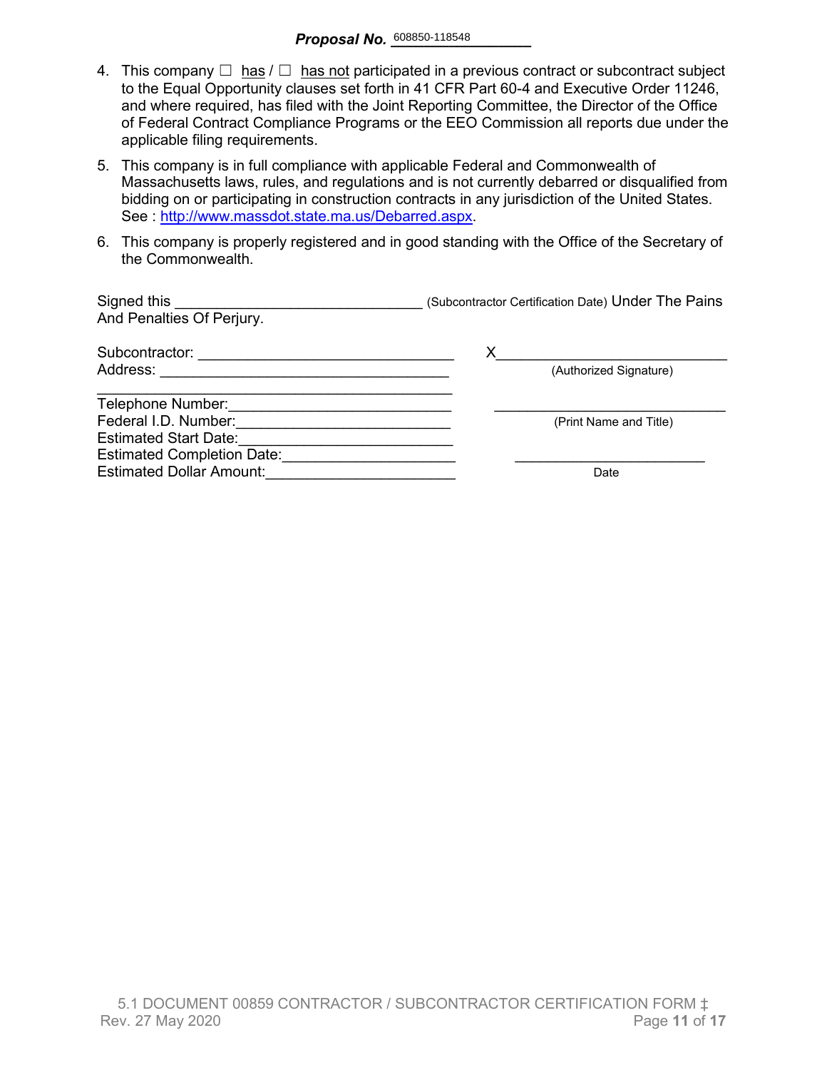**Proposal No.** 608850-118548

4. This company ☐ has / ☐ has not participated in a previous contract or subcontract subject to the Equal Opportunity clauses set forth in 41 CFR Part 60-4 and Executive Order 11246, and where required, has filed with the Joint Reporting Committee, the Director of the Office of Federal Contract Compliance Programs or the EEO Commission all reports due under the applicable filing requirements.

5. This company is in full compliance with applicable Federal and Commonwealth of Massachusetts laws, rules, and regulations and is not currently debarred or disqualified from bidding on or participating in construction contracts in any jurisdiction of the United States. See : [http://www.massdot.state.ma.us/Debarred.aspx](http://www.massdot.state.ma.us/Debarred.aspx).

6. This company is properly registered and in good standing with the Office of the Secretary of the Commonwealth.

Signed this ______________________________ (Subcontractor Certification Date) Under The Pains And Penalties Of Perjury.

Subcontractor: ________________________________

Address: ___________________________________

___________________________________________

Telephone Number:__________________________

Federal I.D. Number:_________________________

Estimated Start Date:_________________________

Estimated Completion Date:____________________

Estimated Dollar Amount:______________________

X____________________________
(Authorized Signature)

____________________________
(Print Name and Title)

________________________
Date

5.1 DOCUMENT 00859 CONTRACTOR / SUBCONTRACTOR CERTIFICATION FORM ‡
Rev. 27 May 2020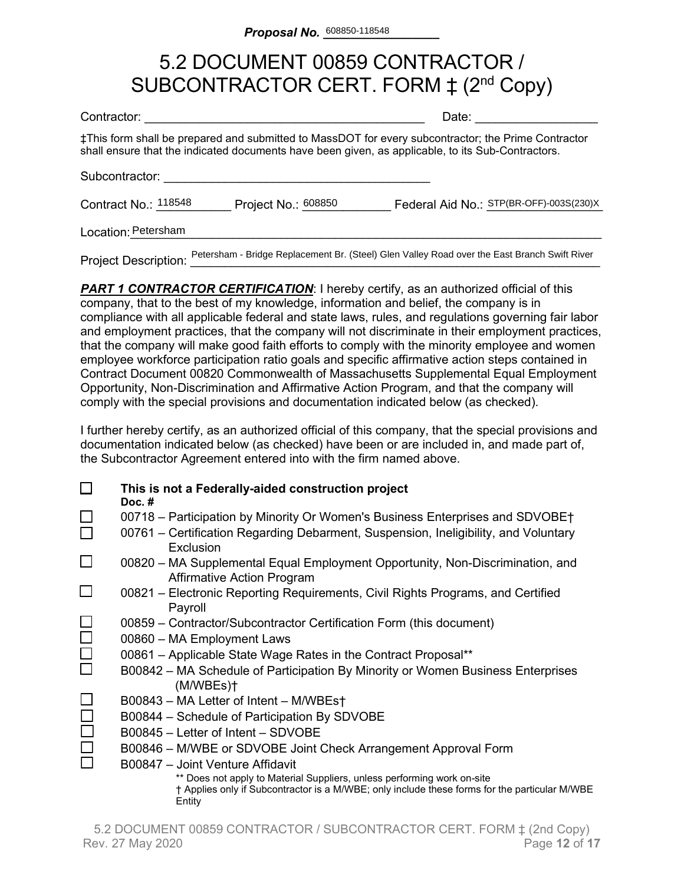**Proposal No.** 608850-118548

# 5.2 DOCUMENT 00859 CONTRACTOR / SUBCONTRACTOR CERT. FORM ‡ (2nd Copy)

Contractor: ________________________________________ Date: _________________

‡This form shall be prepared and submitted to MassDOT for every subcontractor; the Prime Contractor shall ensure that the indicated documents have been given, as applicable, to its Sub-Contractors.

Subcontractor: ________________________________________

Contract No.: 118548 Project No.: 608850 Federal Aid No.: STP(BR-OFF)-003S(230)X

Location: Petersham

Project Description: Petersham - Bridge Replacement Br. (Steel) Glen Valley Road over the East Branch Swift River

***PART 1 CONTRACTOR CERTIFICATION***: I hereby certify, as an authorized official of this company, that to the best of my knowledge, information and belief, the company is in compliance with all applicable federal and state laws, rules, and regulations governing fair labor and employment practices, that the company will not discriminate in their employment practices, that the company will make good faith efforts to comply with the minority employee and women employee workforce participation ratio goals and specific affirmative action steps contained in Contract Document 00820 Commonwealth of Massachusetts Supplemental Equal Employment Opportunity, Non-Discrimination and Affirmative Action Program, and that the company will comply with the special provisions and documentation indicated below (as checked).

I further hereby certify, as an authorized official of this company, that the special provisions and documentation indicated below (as checked) have been or are included in, and made part of, the Subcontractor Agreement entered into with the firm named above.

- ☐ **This is not a Federally-aided construction project**

**Doc. #**

- ☐ 00718 – Participation by Minority Or Women's Business Enterprises and SDVOBE†
- ☐ 00761 – Certification Regarding Debarment, Suspension, Ineligibility, and Voluntary Exclusion
- ☐ 00820 – MA Supplemental Equal Employment Opportunity, Non-Discrimination, and Affirmative Action Program
- ☐ 00821 – Electronic Reporting Requirements, Civil Rights Programs, and Certified Payroll
- ☐ 00859 – Contractor/Subcontractor Certification Form (this document)
- ☐ 00860 – MA Employment Laws
- ☐ 00861 – Applicable State Wage Rates in the Contract Proposal**
- ☐ B00842 – MA Schedule of Participation By Minority or Women Business Enterprises (M/WBEs)†
- ☐ B00843 – MA Letter of Intent – M/WBEs†
- ☐ B00844 – Schedule of Participation By SDVOBE
- ☐ B00845 – Letter of Intent – SDVOBE
- ☐ B00846 – M/WBE or SDVOBE Joint Check Arrangement Approval Form
- ☐ B00847 – Joint Venture Affidavit

** Does not apply to Material Suppliers, unless performing work on-site
† Applies only if Subcontractor is a M/WBE; only include these forms for the particular M/WBE Entity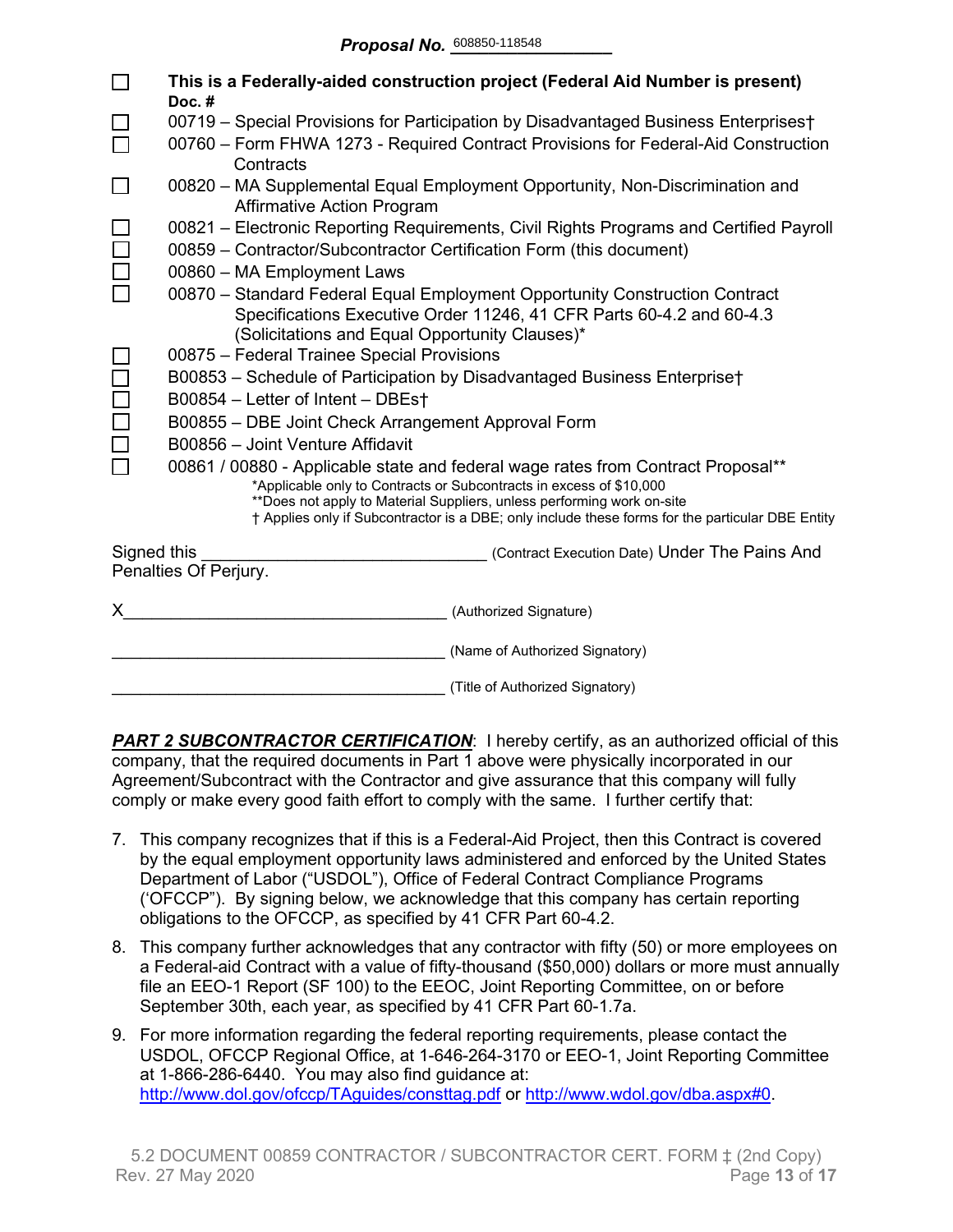***Proposal No.*** 608850-118548

- ☐ **This is a Federally-aided construction project (Federal Aid Number is present)**
  **Doc. #**
- ☐ 00719 – Special Provisions for Participation by Disadvantaged Business Enterprises†
- ☐ 00760 – Form FHWA 1273 - Required Contract Provisions for Federal-Aid Construction Contracts
- ☐ 00820 – MA Supplemental Equal Employment Opportunity, Non-Discrimination and Affirmative Action Program
- ☐ 00821 – Electronic Reporting Requirements, Civil Rights Programs and Certified Payroll
- ☐ 00859 – Contractor/Subcontractor Certification Form (this document)
- ☐ 00860 – MA Employment Laws
- ☐ 00870 – Standard Federal Equal Employment Opportunity Construction Contract Specifications Executive Order 11246, 41 CFR Parts 60-4.2 and 60-4.3 (Solicitations and Equal Opportunity Clauses)*
- ☐ 00875 – Federal Trainee Special Provisions
- ☐ B00853 – Schedule of Participation by Disadvantaged Business Enterprise†
- ☐ B00854 – Letter of Intent – DBEs†
- ☐ B00855 – DBE Joint Check Arrangement Approval Form
- ☐ B00856 – Joint Venture Affidavit
- ☐ 00861 / 00880 - Applicable state and federal wage rates from Contract Proposal**

*Applicable only to Contracts or Subcontracts in excess of $10,000
**Does not apply to Material Suppliers, unless performing work on-site
† Applies only if Subcontractor is a DBE; only include these forms for the particular DBE Entity

Signed this ______________________________ (Contract Execution Date) Under The Pains And Penalties Of Perjury.

X___________________________________ (Authorized Signature)

____________________________________ (Name of Authorized Signatory)

____________________________________ (Title of Authorized Signatory)

***PART 2 SUBCONTRACTOR CERTIFICATION***: I hereby certify, as an authorized official of this company, that the required documents in Part 1 above were physically incorporated in our Agreement/Subcontract with the Contractor and give assurance that this company will fully comply or make every good faith effort to comply with the same. I further certify that:

7. This company recognizes that if this is a Federal-Aid Project, then this Contract is covered by the equal employment opportunity laws administered and enforced by the United States Department of Labor ("USDOL"), Office of Federal Contract Compliance Programs ('OFCCP"). By signing below, we acknowledge that this company has certain reporting obligations to the OFCCP, as specified by 41 CFR Part 60-4.2.
8. This company further acknowledges that any contractor with fifty (50) or more employees on a Federal-aid Contract with a value of fifty-thousand ($50,000) dollars or more must annually file an EEO-1 Report (SF 100) to the EEOC, Joint Reporting Committee, on or before September 30th, each year, as specified by 41 CFR Part 60-1.7a.
9. For more information regarding the federal reporting requirements, please contact the USDOL, OFCCP Regional Office, at 1-646-264-3170 or EEO-1, Joint Reporting Committee at 1-866-286-6440. You may also find guidance at: http://www.dol.gov/ofccp/TAguides/consttag.pdf or http://www.wdol.gov/dba.aspx#0.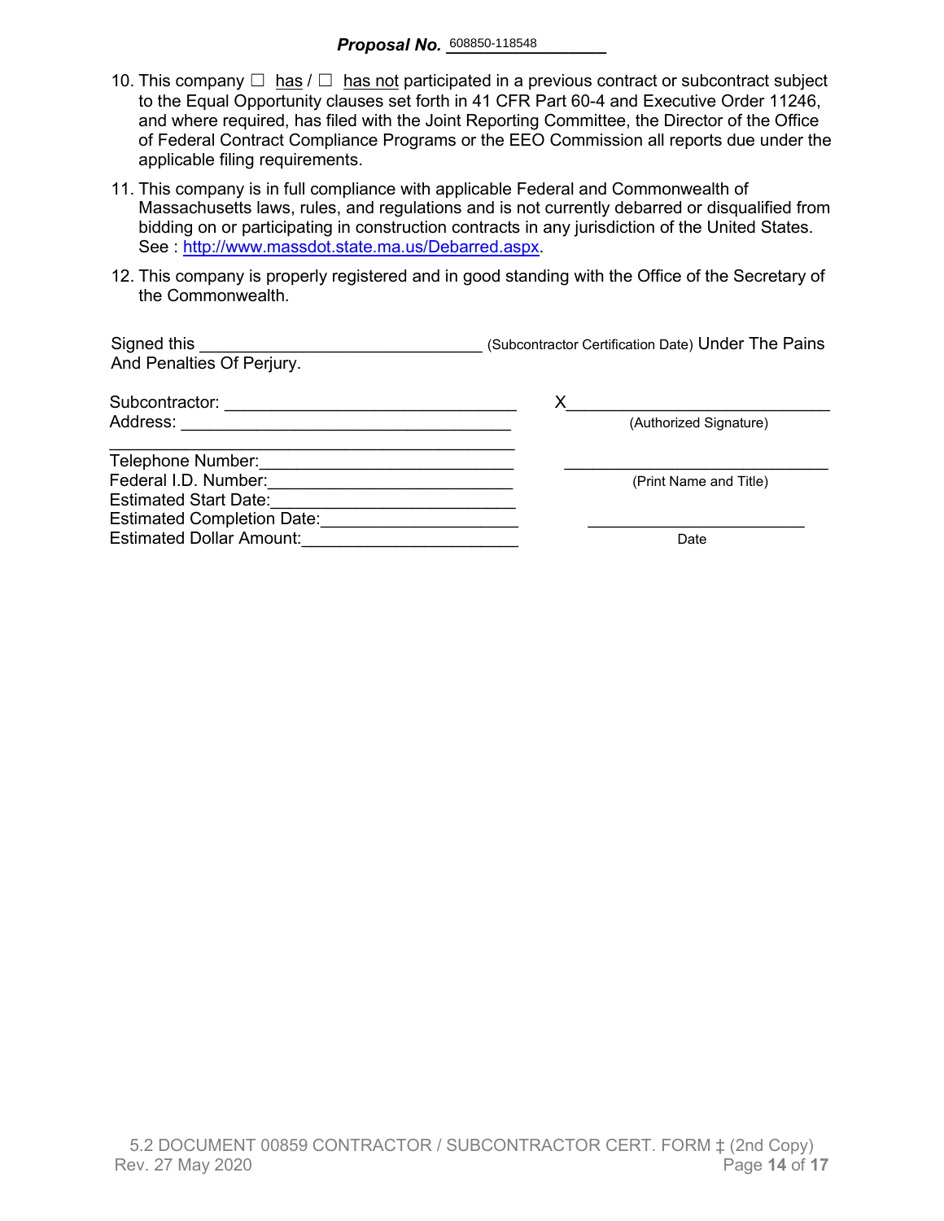**Proposal No.** 608850-118548

10. This company ☐ has / ☐ has not participated in a previous contract or subcontract subject to the Equal Opportunity clauses set forth in 41 CFR Part 60-4 and Executive Order 11246, and where required, has filed with the Joint Reporting Committee, the Director of the Office of Federal Contract Compliance Programs or the EEO Commission all reports due under the applicable filing requirements.

11. This company is in full compliance with applicable Federal and Commonwealth of Massachusetts laws, rules, and regulations and is not currently debarred or disqualified from bidding on or participating in construction contracts in any jurisdiction of the United States. See : http://www.massdot.state.ma.us/Debarred.aspx.

12. This company is properly registered and in good standing with the Office of the Secretary of the Commonwealth.

Signed this ______________________________ (Subcontractor Certification Date) Under The Pains And Penalties Of Perjury.

Subcontractor: ______________________________

Address: ______________________________

______________________________

Telephone Number:______________________________

Federal I.D. Number:______________________________

Estimated Start Date:______________________________

Estimated Completion Date:______________________________

Estimated Dollar Amount:______________________________

X______________________________
(Authorized Signature)

______________________________
(Print Name and Title)

______________________________
Date

5.2 DOCUMENT 00859 CONTRACTOR / SUBCONTRACTOR CERT. FORM ‡ (2nd Copy)
Rev. 27 May 2020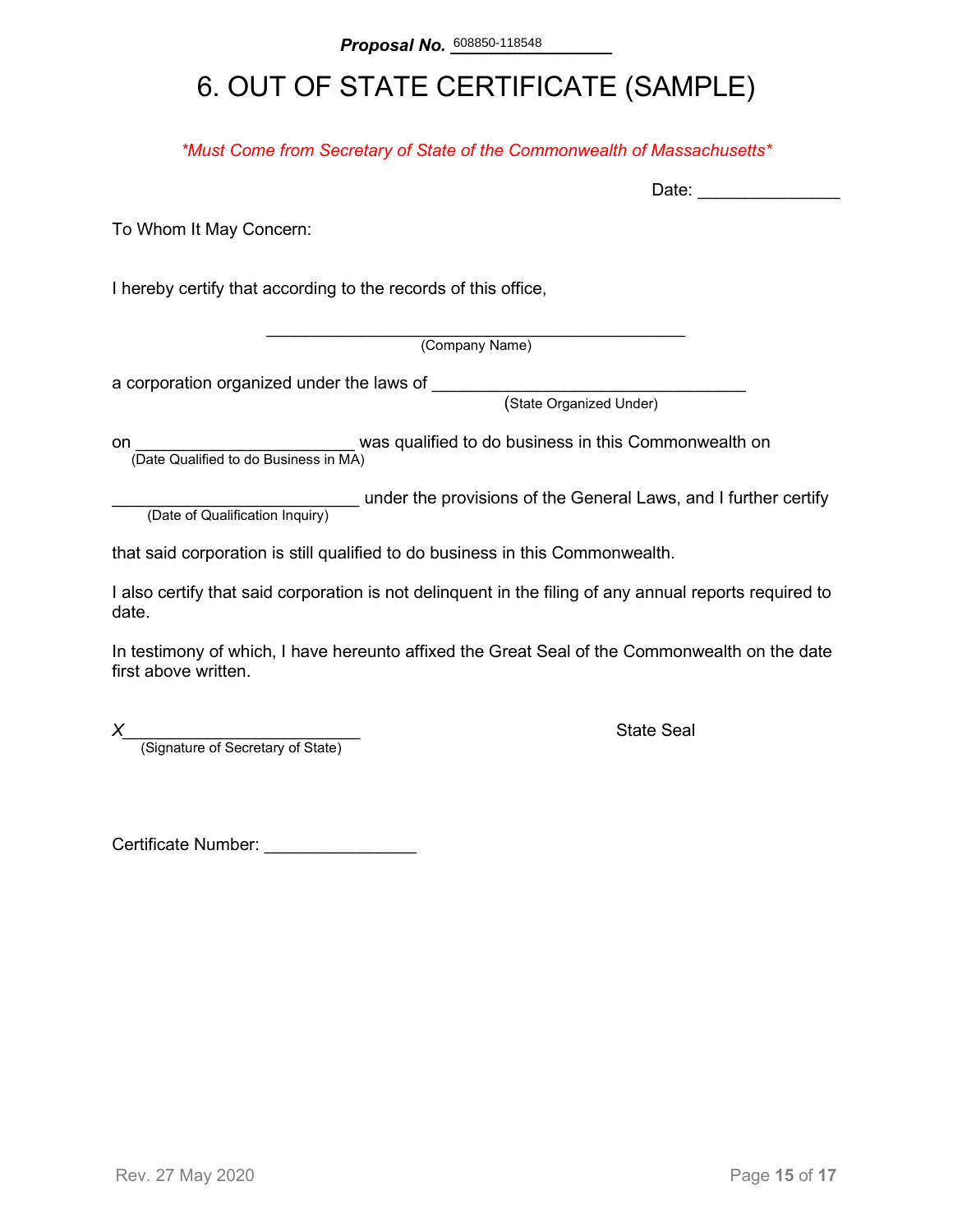**Proposal No.** 608850-118548

# 6. OUT OF STATE CERTIFICATE (SAMPLE)

*\*Must Come from Secretary of State of the Commonwealth of Massachusetts\**

Date: _______________

To Whom It May Concern:

I hereby certify that according to the records of this office,

_____________________________________________
(Company Name)

a corporation organized under the laws of _________________________________
(State Organized Under)

on _______________________ was qualified to do business in this Commonwealth on
(Date Qualified to do Business in MA)

__________________________ under the provisions of the General Laws, and I further certify
(Date of Qualification Inquiry)

that said corporation is still qualified to do business in this Commonwealth.

I also certify that said corporation is not delinquent in the filing of any annual reports required to date.

In testimony of which, I have hereunto affixed the Great Seal of the Commonwealth on the date first above written.

*X*_________________________
(Signature of Secretary of State)

State Seal

Certificate Number: ________________

Rev. 27 May 2020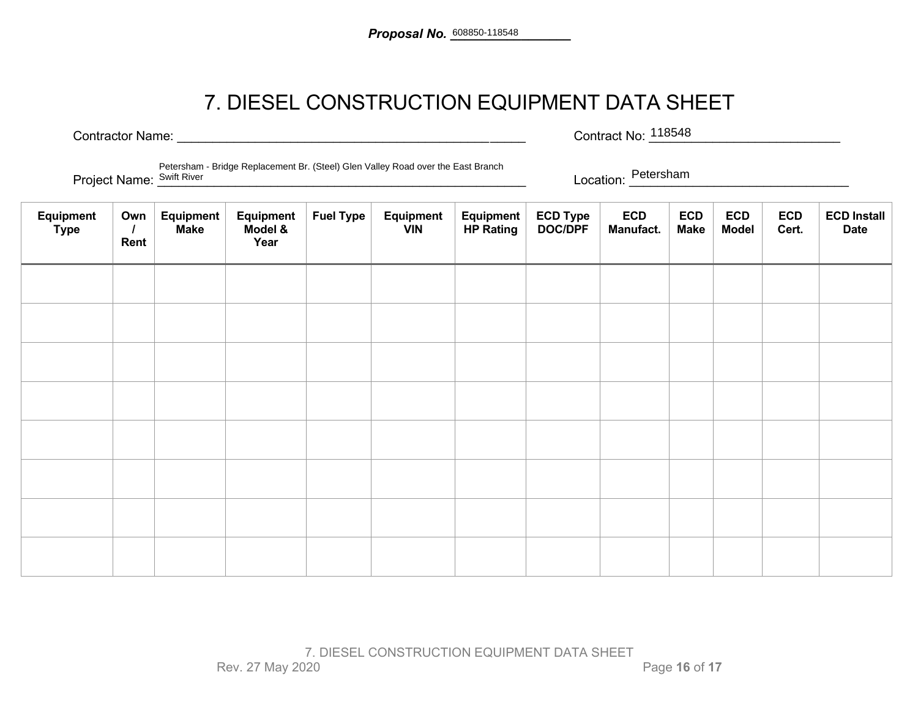**Proposal No.** 608850-118548

# 7. DIESEL CONSTRUCTION EQUIPMENT DATA SHEET

Contractor Name: ______________________________________________ Contract No: 118548

Project Name: Petersham - Bridge Replacement Br. (Steel) Glen Valley Road over the East Branch Swift River Location: Petersham

| Equipment Type | Own / Rent | Equipment Make | Equipment Model & Year | Fuel Type | Equipment VIN | Equipment HP Rating | ECD Type DOC/DPF | ECD Manufact. | ECD Make | ECD Model | ECD Cert. | ECD Install Date |
|---|---|---|---|---|---|---|---|---|---|---|---|---|
| | | | | | | | | | | | | |
| | | | | | | | | | | | | |
| | | | | | | | | | | | | |
| | | | | | | | | | | | | |
| | | | | | | | | | | | | |
| | | | | | | | | | | | | |
| | | | | | | | | | | | | |
| | | | | | | | | | | | | |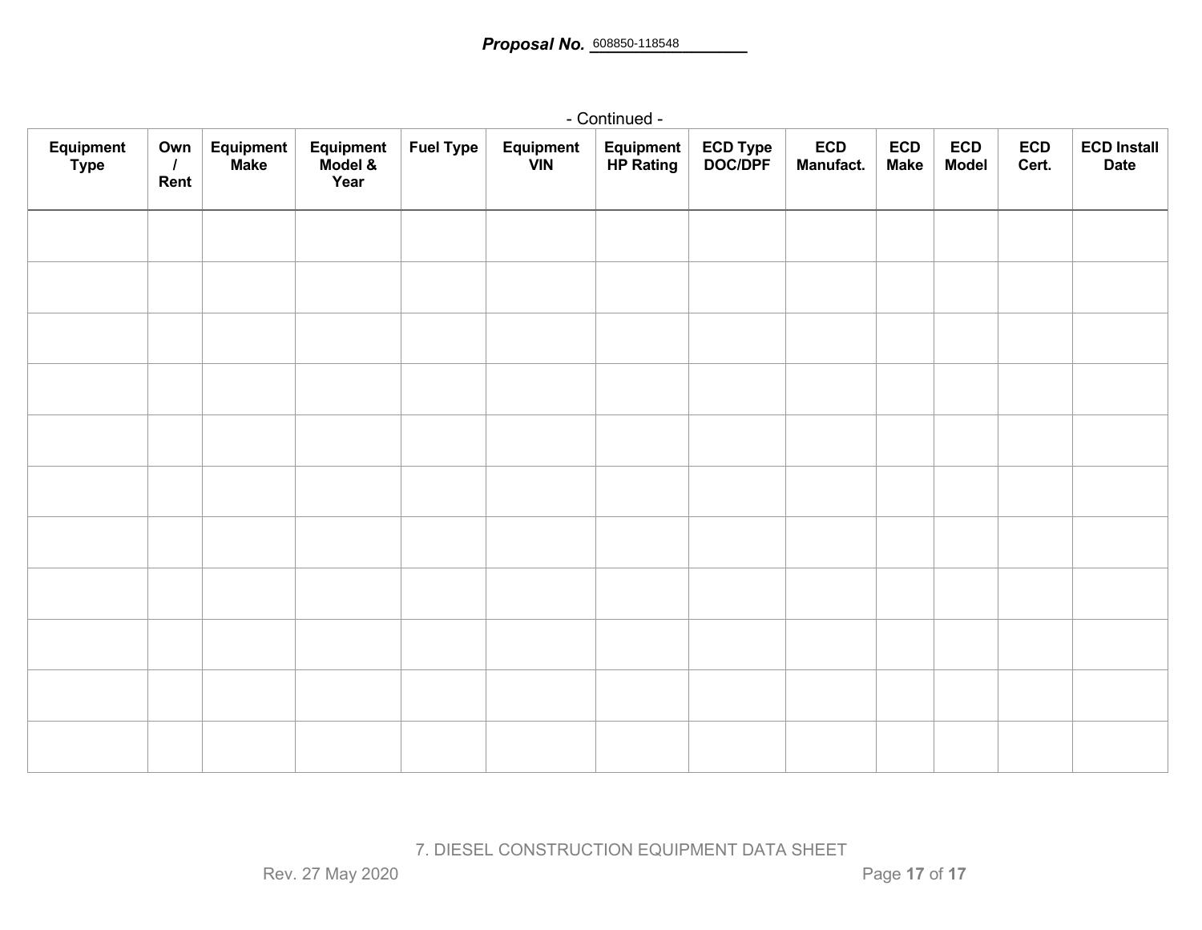***Proposal No.*** 608850-118548

- Continued -

| Equipment Type | Own / Rent | Equipment Make | Equipment Model & Year | Fuel Type | Equipment VIN | Equipment HP Rating | ECD Type DOC/DPF | ECD Manufact. | ECD Make | ECD Model | ECD Cert. | ECD Install Date |
|---|---|---|---|---|---|---|---|---|---|---|---|---|
| | | | | | | | | | | | | |
| | | | | | | | | | | | | |
| | | | | | | | | | | | | |
| | | | | | | | | | | | | |
| | | | | | | | | | | | | |
| | | | | | | | | | | | | |
| | | | | | | | | | | | | |
| | | | | | | | | | | | | |
| | | | | | | | | | | | | |
| | | | | | | | | | | | | |
| | | | | | | | | | | | | |

7. DIESEL CONSTRUCTION EQUIPMENT DATA SHEET